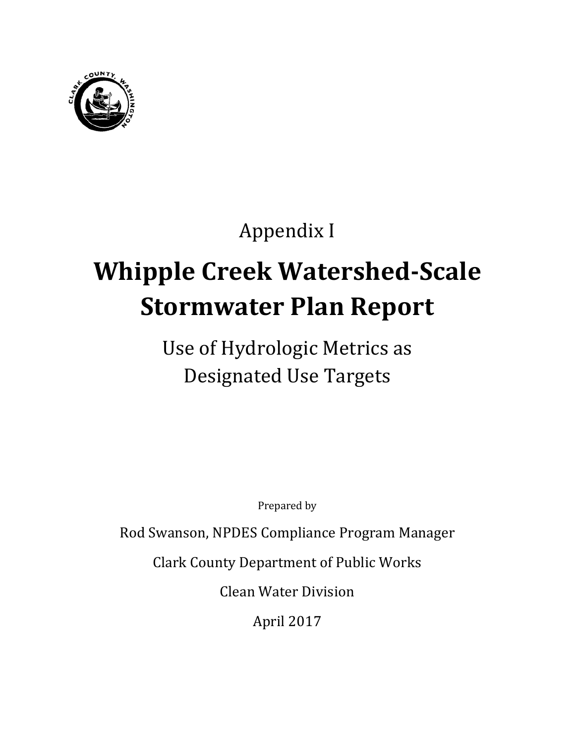Appendix I

# Whipple Creek Watershed-Scale Stormwater Plan Report

## Use of Hydrologic Metrics as Designated Use Targets

Prepared by

Rod Swanson, NPDES Compliance Program Manager

Clark County Department of Public Works

Clean Water Division

April 2017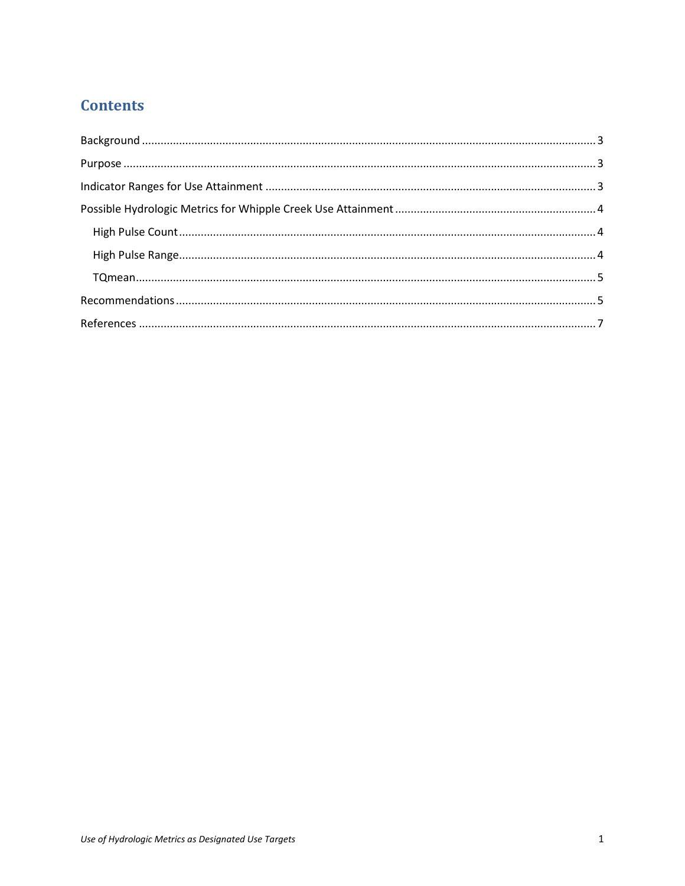# Contents

Background ........................................ 3

Purpose ........................................ 3

Indicator Ranges for Use Attainment ........................................ 3

Possible Hydrologic Metrics for Whipple Creek Use Attainment ........................................ 4

- High Pulse Count ........................................ 4
- High Pulse Range ........................................ 4
- TQmean ........................................ 5

Recommendations ........................................ 5

References ........................................ 7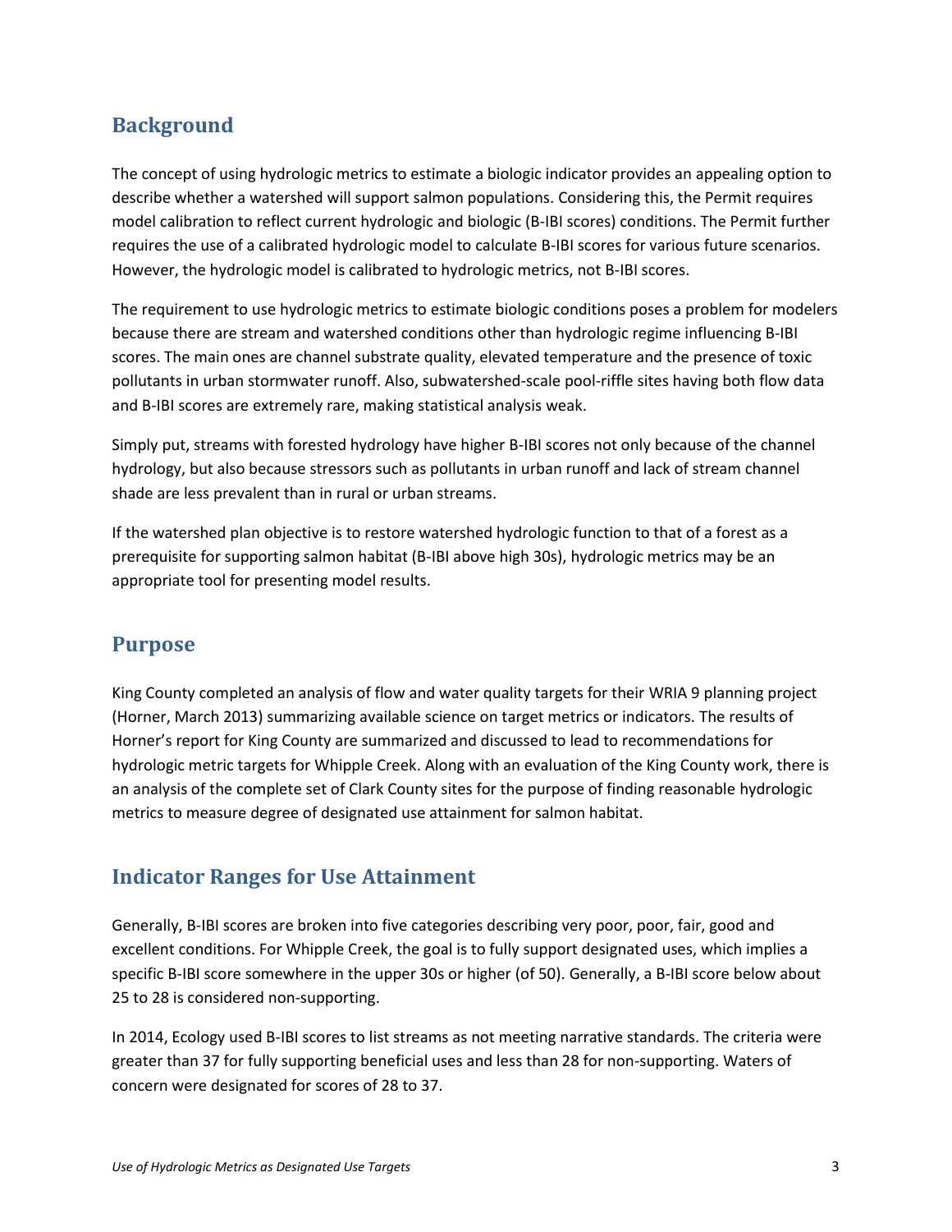## Background

The concept of using hydrologic metrics to estimate a biologic indicator provides an appealing option to describe whether a watershed will support salmon populations. Considering this, the Permit requires model calibration to reflect current hydrologic and biologic (B-IBI scores) conditions. The Permit further requires the use of a calibrated hydrologic model to calculate B-IBI scores for various future scenarios. However, the hydrologic model is calibrated to hydrologic metrics, not B-IBI scores.

The requirement to use hydrologic metrics to estimate biologic conditions poses a problem for modelers because there are stream and watershed conditions other than hydrologic regime influencing B-IBI scores. The main ones are channel substrate quality, elevated temperature and the presence of toxic pollutants in urban stormwater runoff. Also, subwatershed-scale pool-riffle sites having both flow data and B-IBI scores are extremely rare, making statistical analysis weak.

Simply put, streams with forested hydrology have higher B-IBI scores not only because of the channel hydrology, but also because stressors such as pollutants in urban runoff and lack of stream channel shade are less prevalent than in rural or urban streams.

If the watershed plan objective is to restore watershed hydrologic function to that of a forest as a prerequisite for supporting salmon habitat (B-IBI above high 30s), hydrologic metrics may be an appropriate tool for presenting model results.

## Purpose

King County completed an analysis of flow and water quality targets for their WRIA 9 planning project (Horner, March 2013) summarizing available science on target metrics or indicators. The results of Horner's report for King County are summarized and discussed to lead to recommendations for hydrologic metric targets for Whipple Creek. Along with an evaluation of the King County work, there is an analysis of the complete set of Clark County sites for the purpose of finding reasonable hydrologic metrics to measure degree of designated use attainment for salmon habitat.

## Indicator Ranges for Use Attainment

Generally, B-IBI scores are broken into five categories describing very poor, poor, fair, good and excellent conditions. For Whipple Creek, the goal is to fully support designated uses, which implies a specific B-IBI score somewhere in the upper 30s or higher (of 50). Generally, a B-IBI score below about 25 to 28 is considered non-supporting.

In 2014, Ecology used B-IBI scores to list streams as not meeting narrative standards. The criteria were greater than 37 for fully supporting beneficial uses and less than 28 for non-supporting. Waters of concern were designated for scores of 28 to 37.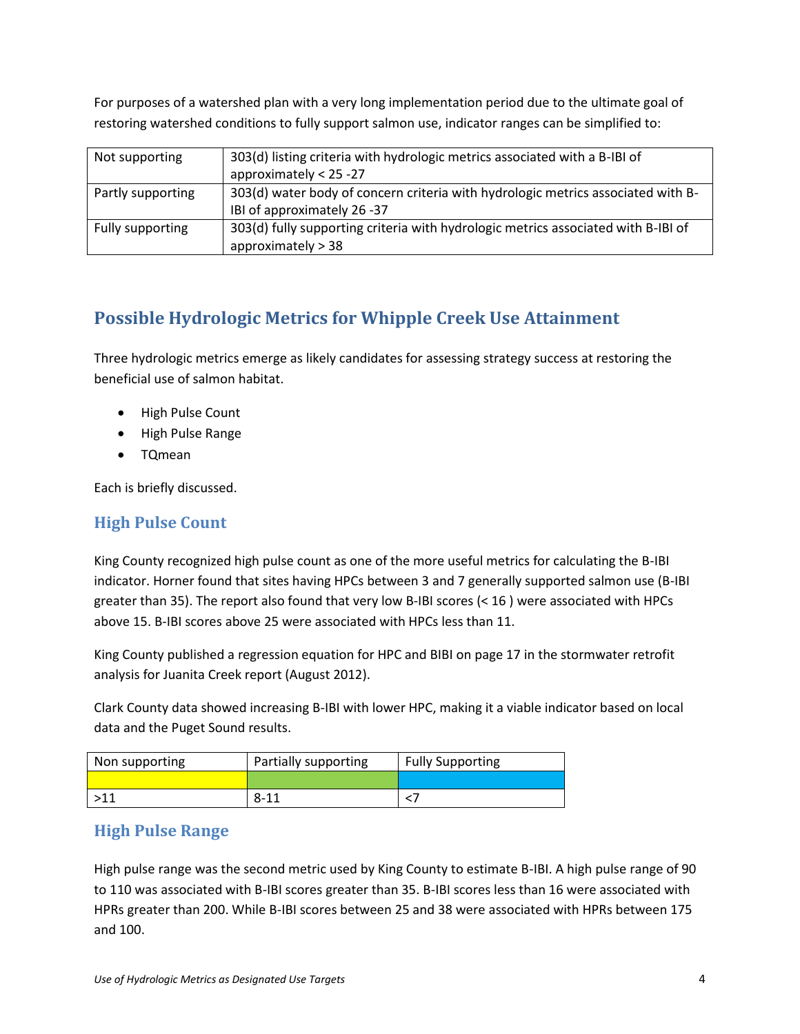For purposes of a watershed plan with a very long implementation period due to the ultimate goal of restoring watershed conditions to fully support salmon use, indicator ranges can be simplified to:

| | |
|---|---|
| Not supporting | 303(d) listing criteria with hydrologic metrics associated with a B-IBI of approximately < 25 -27 |
| Partly supporting | 303(d) water body of concern criteria with hydrologic metrics associated with B-IBI of approximately 26 -37 |
| Fully supporting | 303(d) fully supporting criteria with hydrologic metrics associated with B-IBI of approximately > 38 |

## Possible Hydrologic Metrics for Whipple Creek Use Attainment

Three hydrologic metrics emerge as likely candidates for assessing strategy success at restoring the beneficial use of salmon habitat.

- High Pulse Count
- High Pulse Range
- TQmean

Each is briefly discussed.

### High Pulse Count

King County recognized high pulse count as one of the more useful metrics for calculating the B-IBI indicator. Horner found that sites having HPCs between 3 and 7 generally supported salmon use (B-IBI greater than 35). The report also found that very low B-IBI scores (< 16 ) were associated with HPCs above 15. B-IBI scores above 25 were associated with HPCs less than 11.

King County published a regression equation for HPC and BIBI on page 17 in the stormwater retrofit analysis for Juanita Creek report (August 2012).

Clark County data showed increasing B-IBI with lower HPC, making it a viable indicator based on local data and the Puget Sound results.

| Non supporting | Partially supporting | Fully Supporting |
|---|---|---|
| | | |
| >11 | 8-11 | <7 |

### High Pulse Range

High pulse range was the second metric used by King County to estimate B-IBI. A high pulse range of 90 to 110 was associated with B-IBI scores greater than 35. B-IBI scores less than 16 were associated with HPRs greater than 200. While B-IBI scores between 25 and 38 were associated with HPRs between 175 and 100.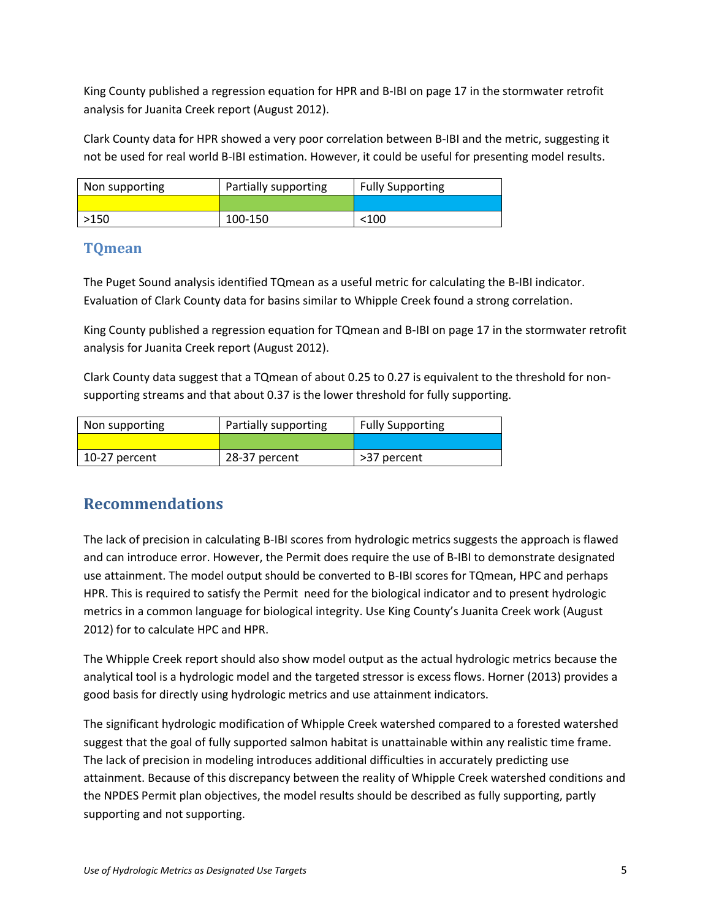King County published a regression equation for HPR and B-IBI on page 17 in the stormwater retrofit analysis for Juanita Creek report (August 2012).

Clark County data for HPR showed a very poor correlation between B-IBI and the metric, suggesting it not be used for real world B-IBI estimation. However, it could be useful for presenting model results.

| Non supporting | Partially supporting | Fully Supporting |
|---|---|---|
| | | |
| >150 | 100-150 | <100 |

## TQmean

The Puget Sound analysis identified TQmean as a useful metric for calculating the B-IBI indicator. Evaluation of Clark County data for basins similar to Whipple Creek found a strong correlation.

King County published a regression equation for TQmean and B-IBI on page 17 in the stormwater retrofit analysis for Juanita Creek report (August 2012).

Clark County data suggest that a TQmean of about 0.25 to 0.27 is equivalent to the threshold for non-supporting streams and that about 0.37 is the lower threshold for fully supporting.

| Non supporting | Partially supporting | Fully Supporting |
|---|---|---|
| | | |
| 10-27 percent | 28-37 percent | >37 percent |

# Recommendations

The lack of precision in calculating B-IBI scores from hydrologic metrics suggests the approach is flawed and can introduce error. However, the Permit does require the use of B-IBI to demonstrate designated use attainment. The model output should be converted to B-IBI scores for TQmean, HPC and perhaps HPR. This is required to satisfy the Permit need for the biological indicator and to present hydrologic metrics in a common language for biological integrity. Use King County's Juanita Creek work (August 2012) for to calculate HPC and HPR.

The Whipple Creek report should also show model output as the actual hydrologic metrics because the analytical tool is a hydrologic model and the targeted stressor is excess flows. Horner (2013) provides a good basis for directly using hydrologic metrics and use attainment indicators.

The significant hydrologic modification of Whipple Creek watershed compared to a forested watershed suggest that the goal of fully supported salmon habitat is unattainable within any realistic time frame. The lack of precision in modeling introduces additional difficulties in accurately predicting use attainment. Because of this discrepancy between the reality of Whipple Creek watershed conditions and the NPDES Permit plan objectives, the model results should be described as fully supporting, partly supporting and not supporting.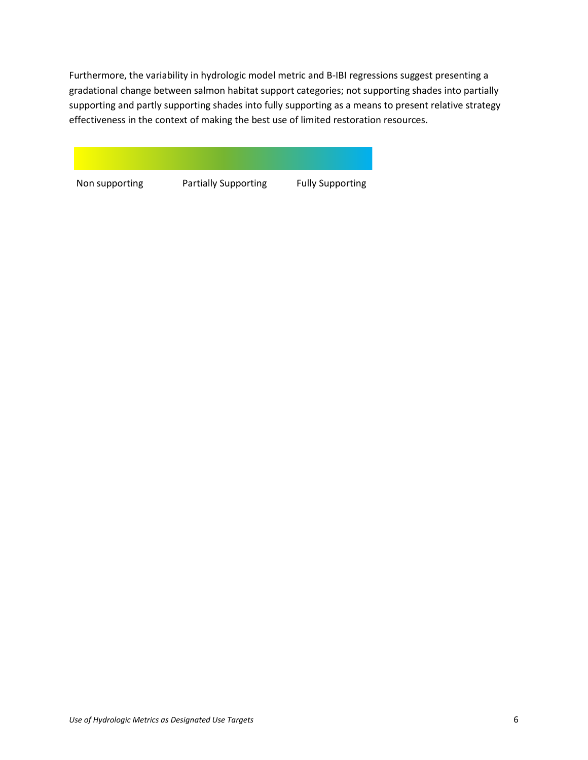Furthermore, the variability in hydrologic model metric and B-IBI regressions suggest presenting a gradational change between salmon habitat support categories; not supporting shades into partially supporting and partly supporting shades into fully supporting as a means to present relative strategy effectiveness in the context of making the best use of limited restoration resources.

Non supporting        Partially Supporting        Fully Supporting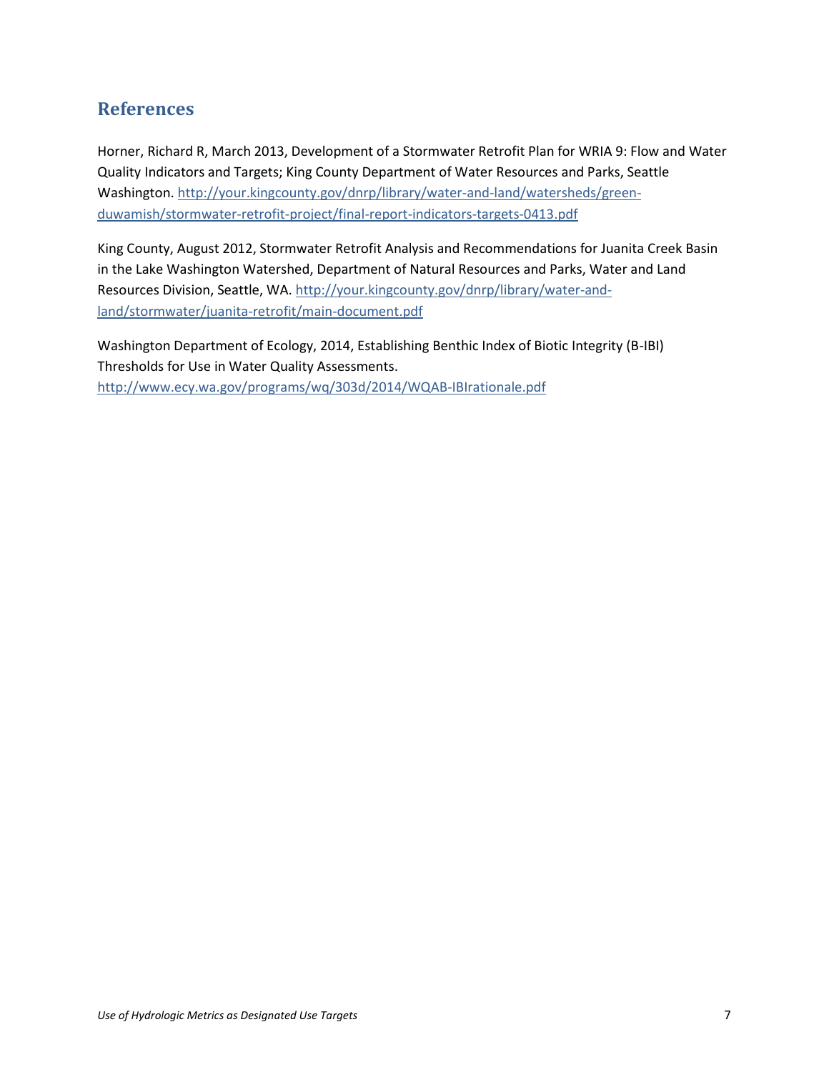## References

Horner, Richard R, March 2013, Development of a Stormwater Retrofit Plan for WRIA 9: Flow and Water Quality Indicators and Targets; King County Department of Water Resources and Parks, Seattle Washington. http://your.kingcounty.gov/dnrp/library/water-and-land/watersheds/green-duwamish/stormwater-retrofit-project/final-report-indicators-targets-0413.pdf

King County, August 2012, Stormwater Retrofit Analysis and Recommendations for Juanita Creek Basin in the Lake Washington Watershed, Department of Natural Resources and Parks, Water and Land Resources Division, Seattle, WA. http://your.kingcounty.gov/dnrp/library/water-and-land/stormwater/juanita-retrofit/main-document.pdf

Washington Department of Ecology, 2014, Establishing Benthic Index of Biotic Integrity (B-IBI) Thresholds for Use in Water Quality Assessments. http://www.ecy.wa.gov/programs/wq/303d/2014/WQAB-IBIrationale.pdf